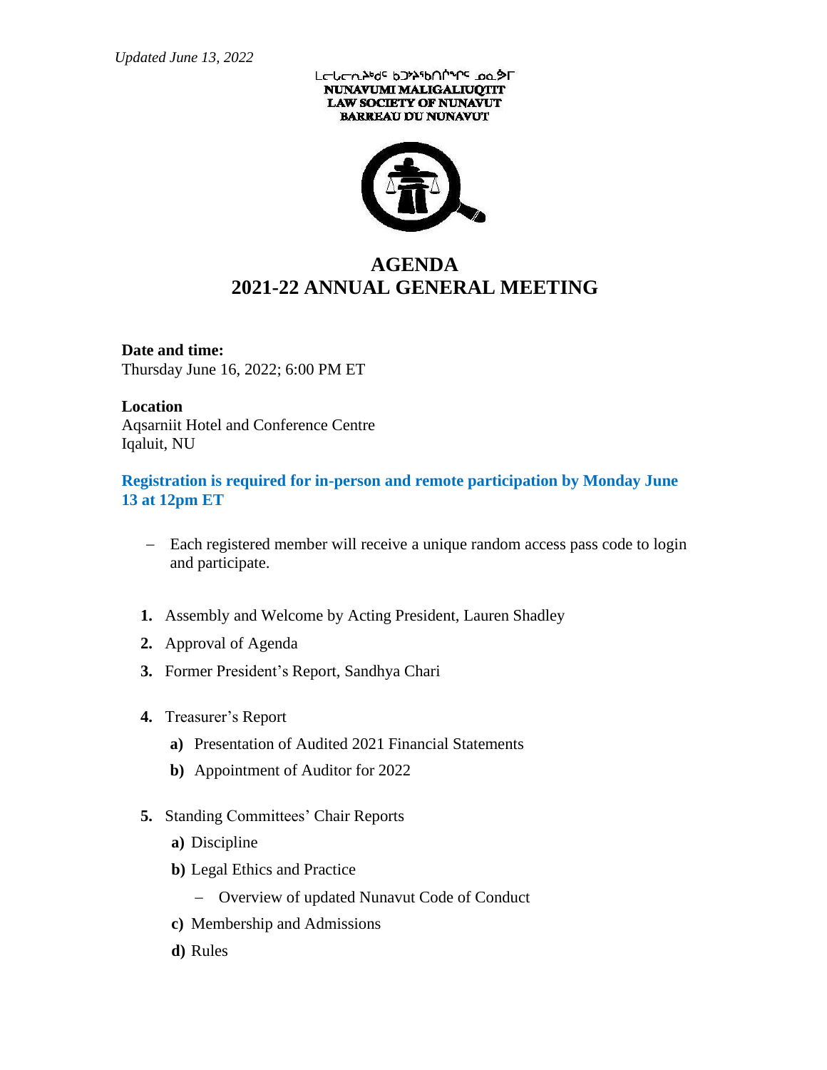*Updated June 13, 2022*

ᓄᓇᕗᒻᒥ ᒪᓕᒐᓕᐅᖅᑎᑦ ᑲᑐᔾᔨᖃᑎᒌᖏᑦ ᓄᓇᕗᒻᒥ

NUNAVUMI MALIGALIUQTIT

LAW SOCIETY OF NUNAVUT

BARREAU DU NUNAVUT

# AGENDA
# 2021-22 ANNUAL GENERAL MEETING

**Date and time:**
Thursday June 16, 2022; 6:00 PM ET

**Location**
Aqsarniit Hotel and Conference Centre
Iqaluit, NU

**Registration is required for in-person and remote participation by Monday June 13 at 12pm ET**

- Each registered member will receive a unique random access pass code to login and participate.

1. Assembly and Welcome by Acting President, Lauren Shadley
2. Approval of Agenda
3. Former President's Report, Sandhya Chari
4. Treasurer's Report
   - **a)** Presentation of Audited 2021 Financial Statements
   - **b)** Appointment of Auditor for 2022
5. Standing Committees' Chair Reports
   - **a)** Discipline
   - **b)** Legal Ethics and Practice
     - Overview of updated Nunavut Code of Conduct
   - **c)** Membership and Admissions
   - **d)** Rules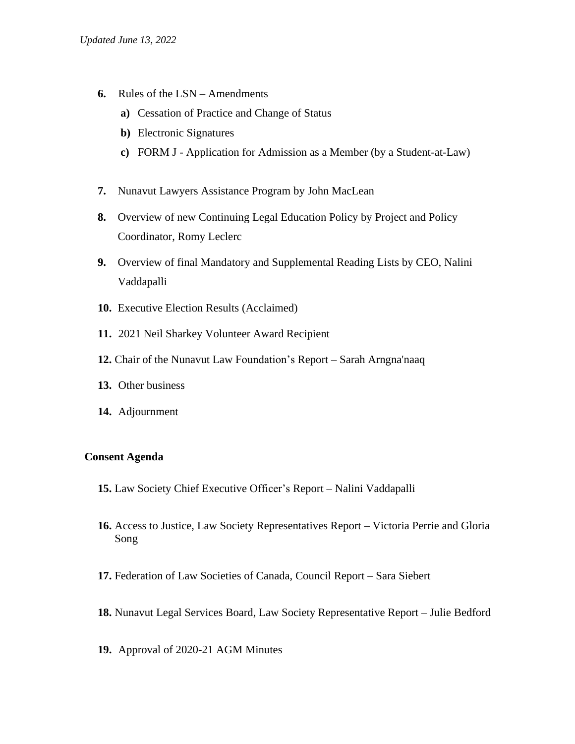*Updated June 13, 2022*

6. Rules of the LSN – Amendments
    a) Cessation of Practice and Change of Status
    b) Electronic Signatures
    c) FORM J - Application for Admission as a Member (by a Student-at-Law)

7. Nunavut Lawyers Assistance Program by John MacLean

8. Overview of new Continuing Legal Education Policy by Project and Policy Coordinator, Romy Leclerc

9. Overview of final Mandatory and Supplemental Reading Lists by CEO, Nalini Vaddapalli

10. Executive Election Results (Acclaimed)

11. 2021 Neil Sharkey Volunteer Award Recipient

12. Chair of the Nunavut Law Foundation's Report – Sarah Arngna'naaq

13. Other business

14. Adjournment

**Consent Agenda**

15. Law Society Chief Executive Officer's Report – Nalini Vaddapalli

16. Access to Justice, Law Society Representatives Report – Victoria Perrie and Gloria Song

17. Federation of Law Societies of Canada, Council Report – Sara Siebert

18. Nunavut Legal Services Board, Law Society Representative Report – Julie Bedford

19. Approval of 2020-21 AGM Minutes